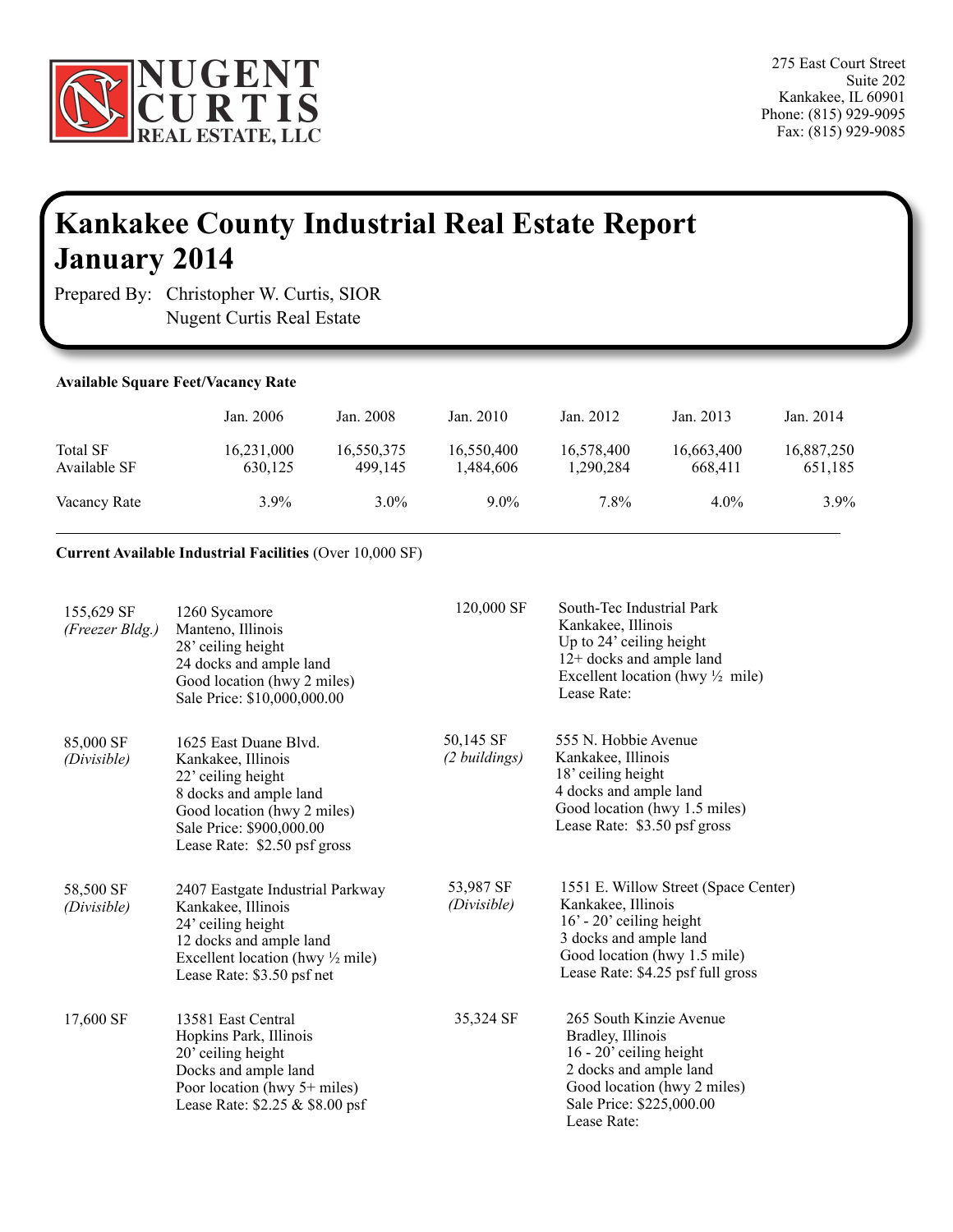**NUGENT CURTIS REAL ESTATE, LLC**

275 East Court Street
Suite 202
Kankakee, IL 60901
Phone: (815) 929-9095
Fax: (815) 929-9085

# Kankakee County Industrial Real Estate Report
# January 2014

Prepared By: Christopher W. Curtis, SIOR
Nugent Curtis Real Estate

**Available Square Feet/Vacancy Rate**

| | Jan. 2006 | Jan. 2008 | Jan. 2010 | Jan. 2012 | Jan. 2013 | Jan. 2014 |
|---|---|---|---|---|---|---|
| Total SF | 16,231,000 | 16,550,375 | 16,550,400 | 16,578,400 | 16,663,400 | 16,887,250 |
| Available SF | 630,125 | 499,145 | 1,484,606 | 1,290,284 | 668,411 | 651,185 |
| Vacancy Rate | 3.9% | 3.0% | 9.0% | 7.8% | 4.0% | 3.9% |

**Current Available Industrial Facilities** (Over 10,000 SF)

155,629 SF *(Freezer Bldg.)*
1260 Sycamore
Manteno, Illinois
28' ceiling height
24 docks and ample land
Good location (hwy 2 miles)
Sale Price: $10,000,000.00

120,000 SF
South-Tec Industrial Park
Kankakee, Illinois
Up to 24' ceiling height
12+ docks and ample land
Excellent location (hwy ½ mile)
Lease Rate:

85,000 SF *(Divisible)*
1625 East Duane Blvd.
Kankakee, Illinois
22' ceiling height
8 docks and ample land
Good location (hwy 2 miles)
Sale Price: $900,000.00
Lease Rate: $2.50 psf gross

50,145 SF *(2 buildings)*
555 N. Hobbie Avenue
Kankakee, Illinois
18' ceiling height
4 docks and ample land
Good location (hwy 1.5 miles)
Lease Rate: $3.50 psf gross

58,500 SF *(Divisible)*
2407 Eastgate Industrial Parkway
Kankakee, Illinois
24' ceiling height
12 docks and ample land
Excellent location (hwy ½ mile)
Lease Rate: $3.50 psf net

53,987 SF *(Divisible)*
1551 E. Willow Street (Space Center)
Kankakee, Illinois
16' - 20' ceiling height
3 docks and ample land
Good location (hwy 1.5 mile)
Lease Rate: $4.25 psf full gross

17,600 SF
13581 East Central
Hopkins Park, Illinois
20' ceiling height
Docks and ample land
Poor location (hwy 5+ miles)
Lease Rate: $2.25 & $8.00 psf

35,324 SF
265 South Kinzie Avenue
Bradley, Illinois
16 - 20' ceiling height
2 docks and ample land
Good location (hwy 2 miles)
Sale Price: $225,000.00
Lease Rate: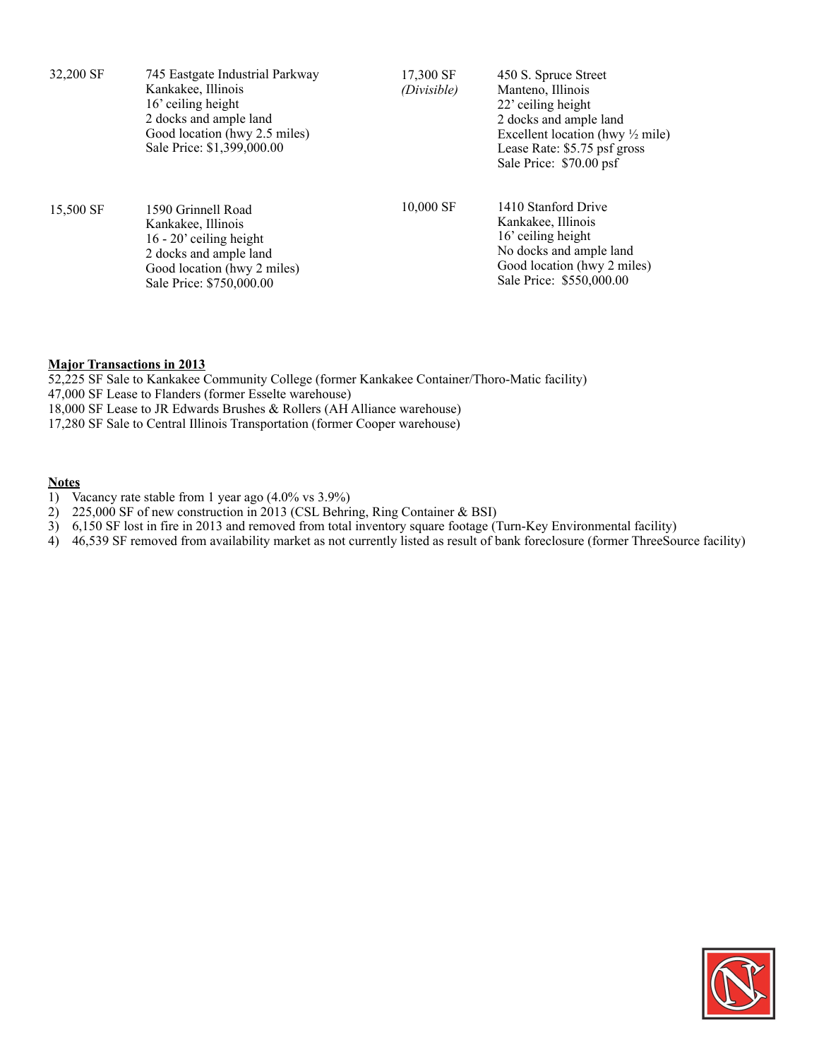| | | | |
|---|---|---|---|
| 32,200 SF | 745 Eastgate Industrial Parkway<br>Kankakee, Illinois<br>16' ceiling height<br>2 docks and ample land<br>Good location (hwy 2.5 miles)<br>Sale Price: $1,399,000.00 | 17,300 SF<br>*(Divisible)* | 450 S. Spruce Street<br>Manteno, Illinois<br>22' ceiling height<br>2 docks and ample land<br>Excellent location (hwy ½ mile)<br>Lease Rate: $5.75 psf gross<br>Sale Price: $70.00 psf |
| 15,500 SF | 1590 Grinnell Road<br>Kankakee, Illinois<br>16 - 20' ceiling height<br>2 docks and ample land<br>Good location (hwy 2 miles)<br>Sale Price: $750,000.00 | 10,000 SF | 1410 Stanford Drive<br>Kankakee, Illinois<br>16' ceiling height<br>No docks and ample land<br>Good location (hwy 2 miles)<br>Sale Price: $550,000.00 |

**Major Transactions in 2013**

52,225 SF Sale to Kankakee Community College (former Kankakee Container/Thoro-Matic facility)
47,000 SF Lease to Flanders (former Esselte warehouse)
18,000 SF Lease to JR Edwards Brushes & Rollers (AH Alliance warehouse)
17,280 SF Sale to Central Illinois Transportation (former Cooper warehouse)

**Notes**

1) Vacancy rate stable from 1 year ago (4.0% vs 3.9%)
2) 225,000 SF of new construction in 2013 (CSL Behring, Ring Container & BSI)
3) 6,150 SF lost in fire in 2013 and removed from total inventory square footage (Turn-Key Environmental facility)
4) 46,539 SF removed from availability market as not currently listed as result of bank foreclosure (former ThreeSource facility)